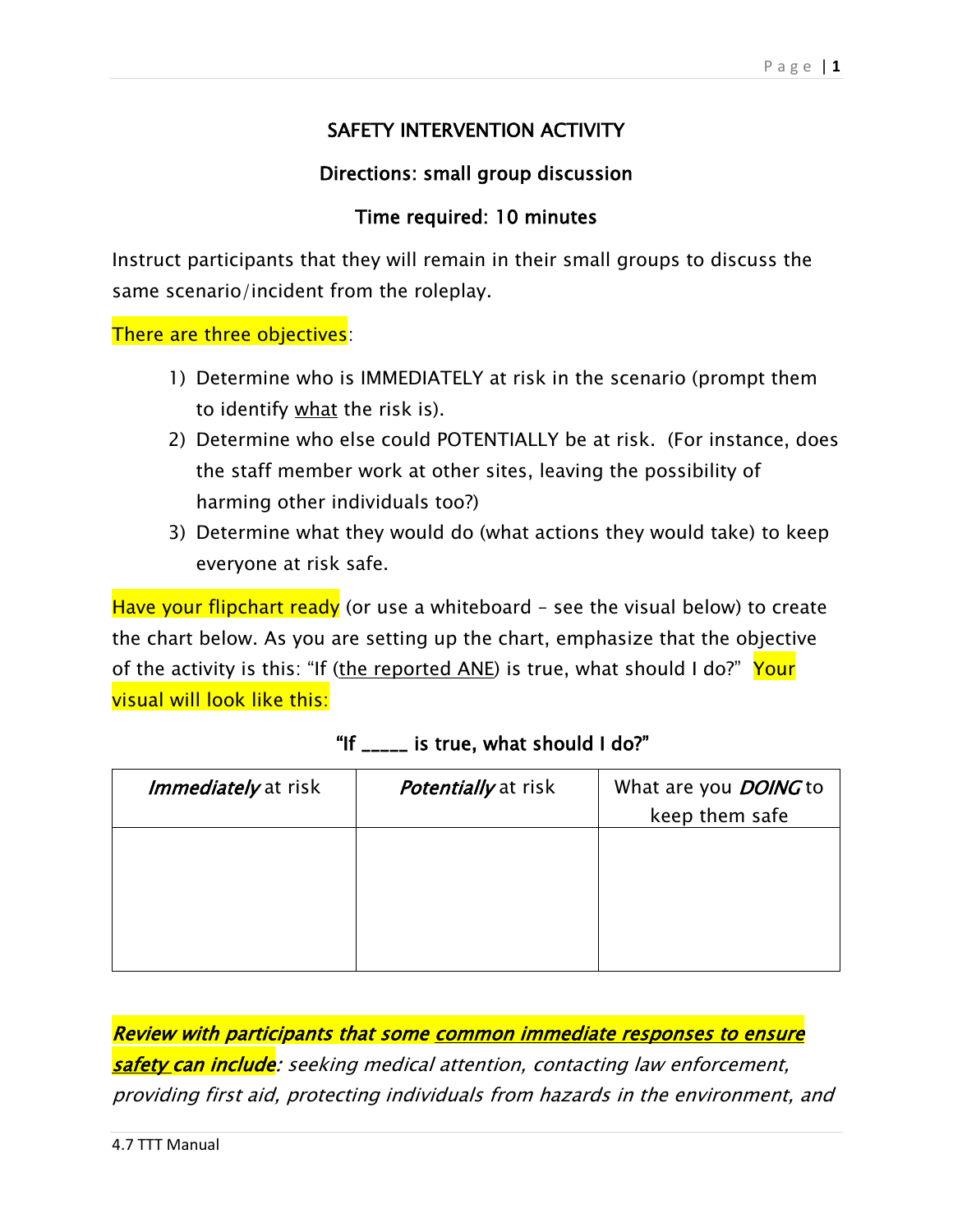## SAFETY INTERVENTION ACTIVITY

### Directions: small group discussion

### Time required: 10 minutes

Instruct participants that they will remain in their small groups to discuss the same scenario/incident from the roleplay.

There are three objectives:

1) Determine who is IMMEDIATELY at risk in the scenario (prompt them to identify what the risk is).
2) Determine who else could POTENTIALLY be at risk. (For instance, does the staff member work at other sites, leaving the possibility of harming other individuals too?)
3) Determine what they would do (what actions they would take) to keep everyone at risk safe.

Have your flipchart ready (or use a whiteboard – see the visual below) to create the chart below. As you are setting up the chart, emphasize that the objective of the activity is this: "If (the reported ANE) is true, what should I do?" Your visual will look like this:

**"If _____ is true, what should I do?"**

| ***Immediately*** at risk | ***Potentially*** at risk | What are you ***DOING*** to keep them safe |
|---|---|---|
| | | |

***Review with participants that some common immediate responses to ensure safety can include:*** *seeking medical attention, contacting law enforcement, providing first aid, protecting individuals from hazards in the environment, and*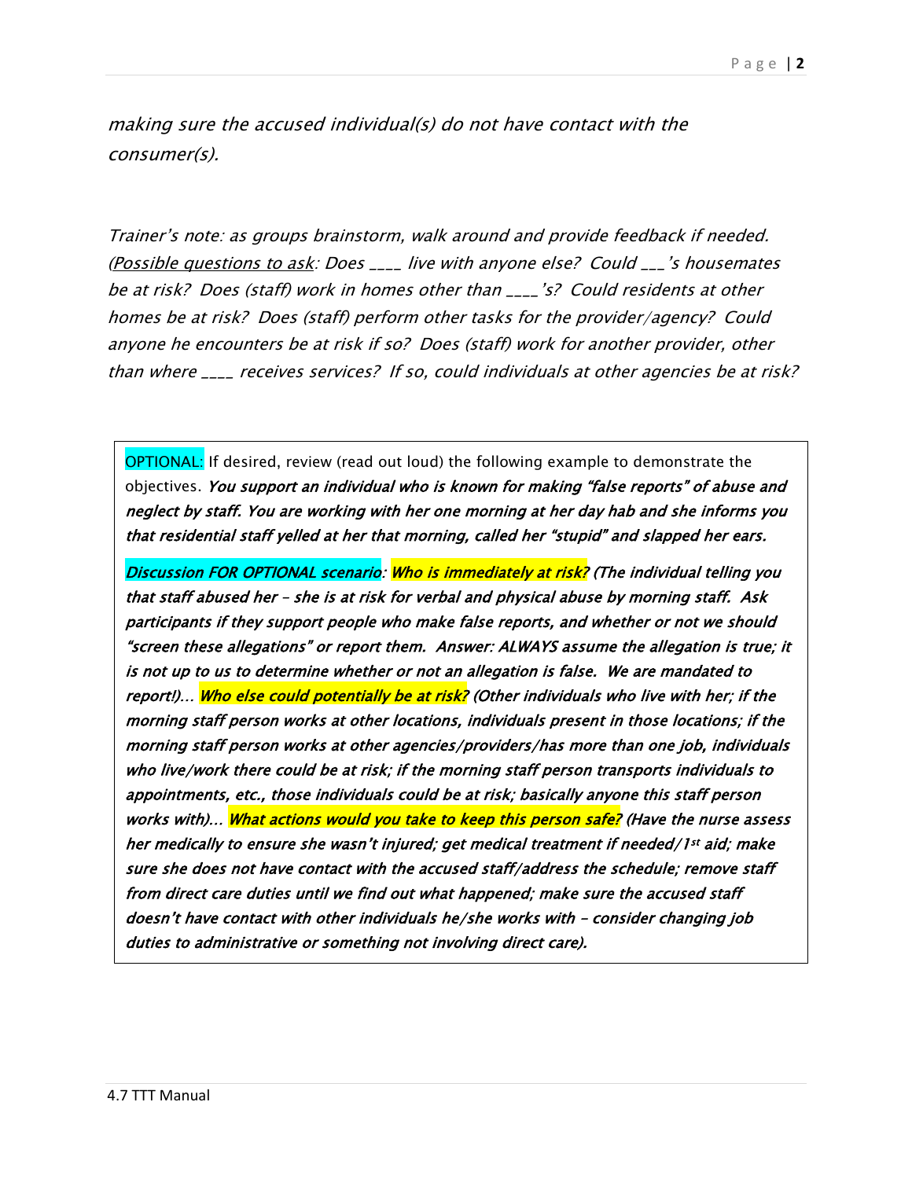*making sure the accused individual(s) do not have contact with the consumer(s).*

*Trainer's note: as groups brainstorm, walk around and provide feedback if needed. (<u>Possible questions to ask</u>: Does ____ live with anyone else? Could ___'s housemates be at risk? Does (staff) work in homes other than ____'s? Could residents at other homes be at risk? Does (staff) perform other tasks for the provider/agency? Could anyone he encounters be at risk if so? Does (staff) work for another provider, other than where ____ receives services? If so, could individuals at other agencies be at risk?*

> OPTIONAL: If desired, review (read out loud) the following example to demonstrate the objectives. ***You support an individual who is known for making "false reports" of abuse and neglect by staff. You are working with her one morning at her day hab and she informs you that residential staff yelled at her that morning, called her "stupid" and slapped her ears.***
>
> ***Discussion FOR OPTIONAL scenario: Who is immediately at risk? (The individual telling you that staff abused her – she is at risk for verbal and physical abuse by morning staff. Ask participants if they support people who make false reports, and whether or not we should "screen these allegations" or report them. Answer: ALWAYS assume the allegation is true; it is not up to us to determine whether or not an allegation is false. We are mandated to report!)… Who else could potentially be at risk? (Other individuals who live with her; if the morning staff person works at other locations, individuals present in those locations; if the morning staff person works at other agencies/providers/has more than one job, individuals who live/work there could be at risk; if the morning staff person transports individuals to appointments, etc., those individuals could be at risk; basically anyone this staff person works with)… What actions would you take to keep this person safe? (Have the nurse assess her medically to ensure she wasn't injured; get medical treatment if needed/1st aid; make sure she does not have contact with the accused staff/address the schedule; remove staff from direct care duties until we find out what happened; make sure the accused staff doesn't have contact with other individuals he/she works with – consider changing job duties to administrative or something not involving direct care).***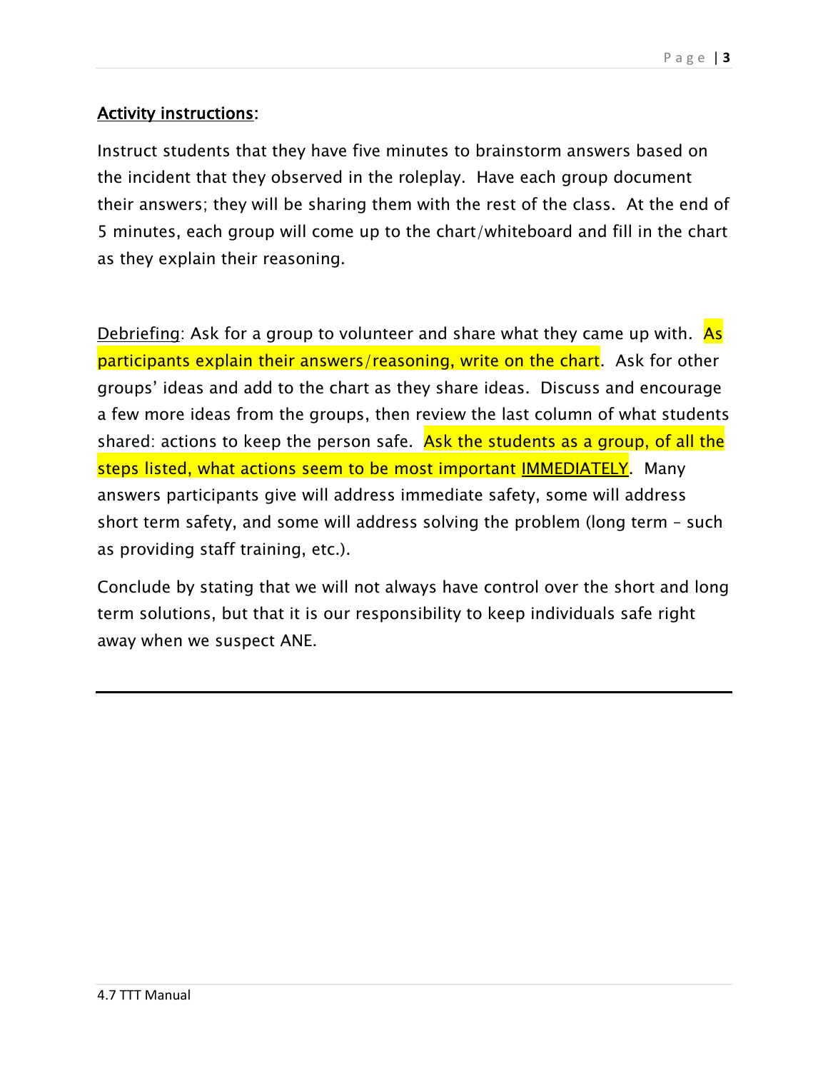**<u>Activity instructions</u>**:

Instruct students that they have five minutes to brainstorm answers based on the incident that they observed in the roleplay. Have each group document their answers; they will be sharing them with the rest of the class. At the end of 5 minutes, each group will come up to the chart/whiteboard and fill in the chart as they explain their reasoning.

<u>Debriefing</u>: Ask for a group to volunteer and share what they came up with. As participants explain their answers/reasoning, write on the chart. Ask for other groups' ideas and add to the chart as they share ideas. Discuss and encourage a few more ideas from the groups, then review the last column of what students shared: actions to keep the person safe. Ask the students as a group, of all the steps listed, what actions seem to be most important <u>IMMEDIATELY</u>. Many answers participants give will address immediate safety, some will address short term safety, and some will address solving the problem (long term – such as providing staff training, etc.).

Conclude by stating that we will not always have control over the short and long term solutions, but that it is our responsibility to keep individuals safe right away when we suspect ANE.

---